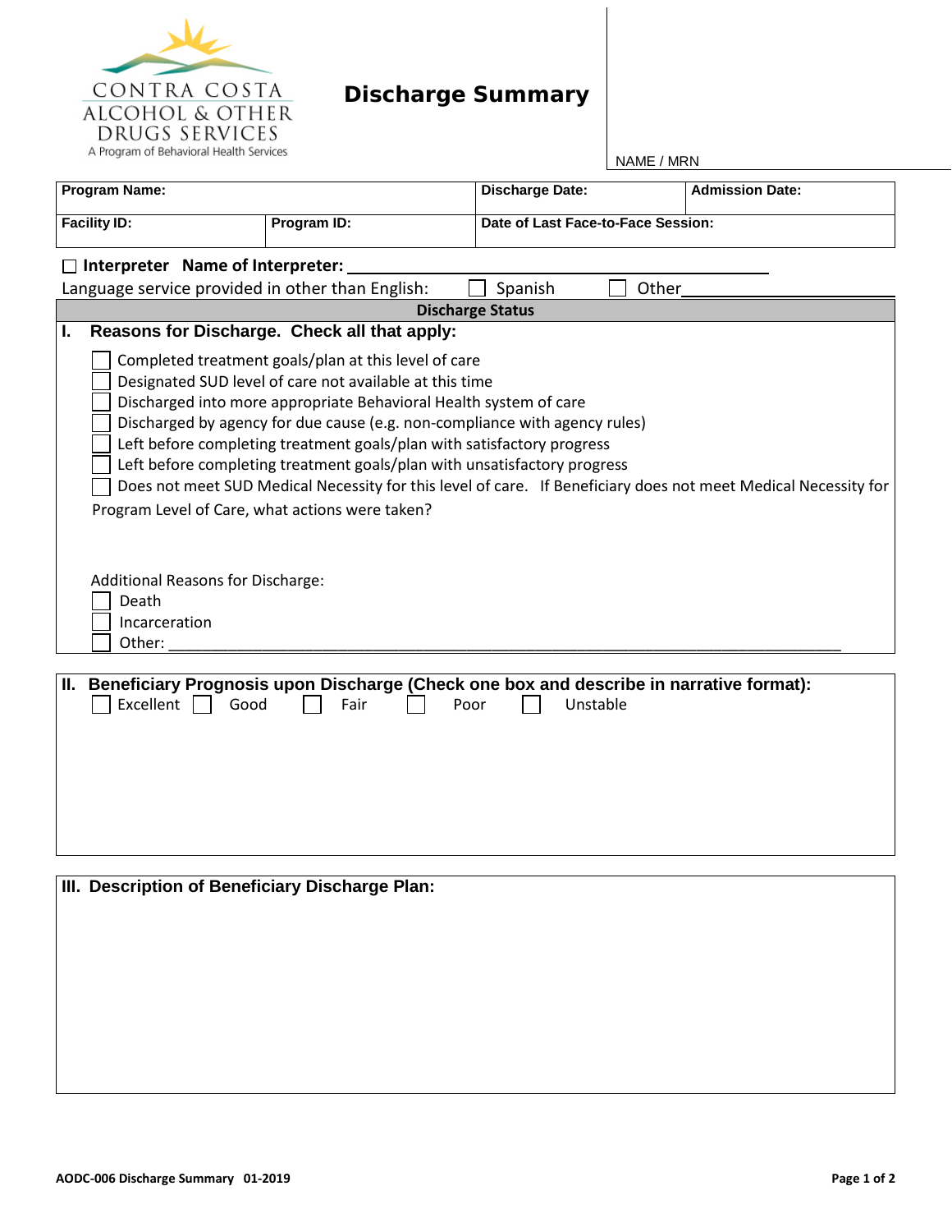CONTRA COSTA
ALCOHOL & OTHER
DRUGS SERVICES
A Program of Behavioral Health Services

# Discharge Summary

NAME / MRN

| **Program Name:** | | **Discharge Date:** | **Admission Date:** |
|---|---|---|---|
| **Facility ID:** | **Program ID:** | **Date of Last Face-to-Face Session:** | |

☐ **Interpreter Name of Interpreter:** ______________________________

Language service provided in other than English: ☐ Spanish ☐ Other______________________

## Discharge Status

### I. Reasons for Discharge. Check all that apply:

- ☐ Completed treatment goals/plan at this level of care
- ☐ Designated SUD level of care not available at this time
- ☐ Discharged into more appropriate Behavioral Health system of care
- ☐ Discharged by agency for due cause (e.g. non-compliance with agency rules)
- ☐ Left before completing treatment goals/plan with satisfactory progress
- ☐ Left before completing treatment goals/plan with unsatisfactory progress
- ☐ Does not meet SUD Medical Necessity for this level of care. If Beneficiary does not meet Medical Necessity for Program Level of Care, what actions were taken?

Additional Reasons for Discharge:

- ☐ Death
- ☐ Incarceration
- ☐ Other: ______________________________________________________________

### II. Beneficiary Prognosis upon Discharge (Check one box and describe in narrative format):

☐ Excellent ☐ Good ☐ Fair ☐ Poor ☐ Unstable

### III. Description of Beneficiary Discharge Plan:

AODC-006 Discharge Summary 01-2019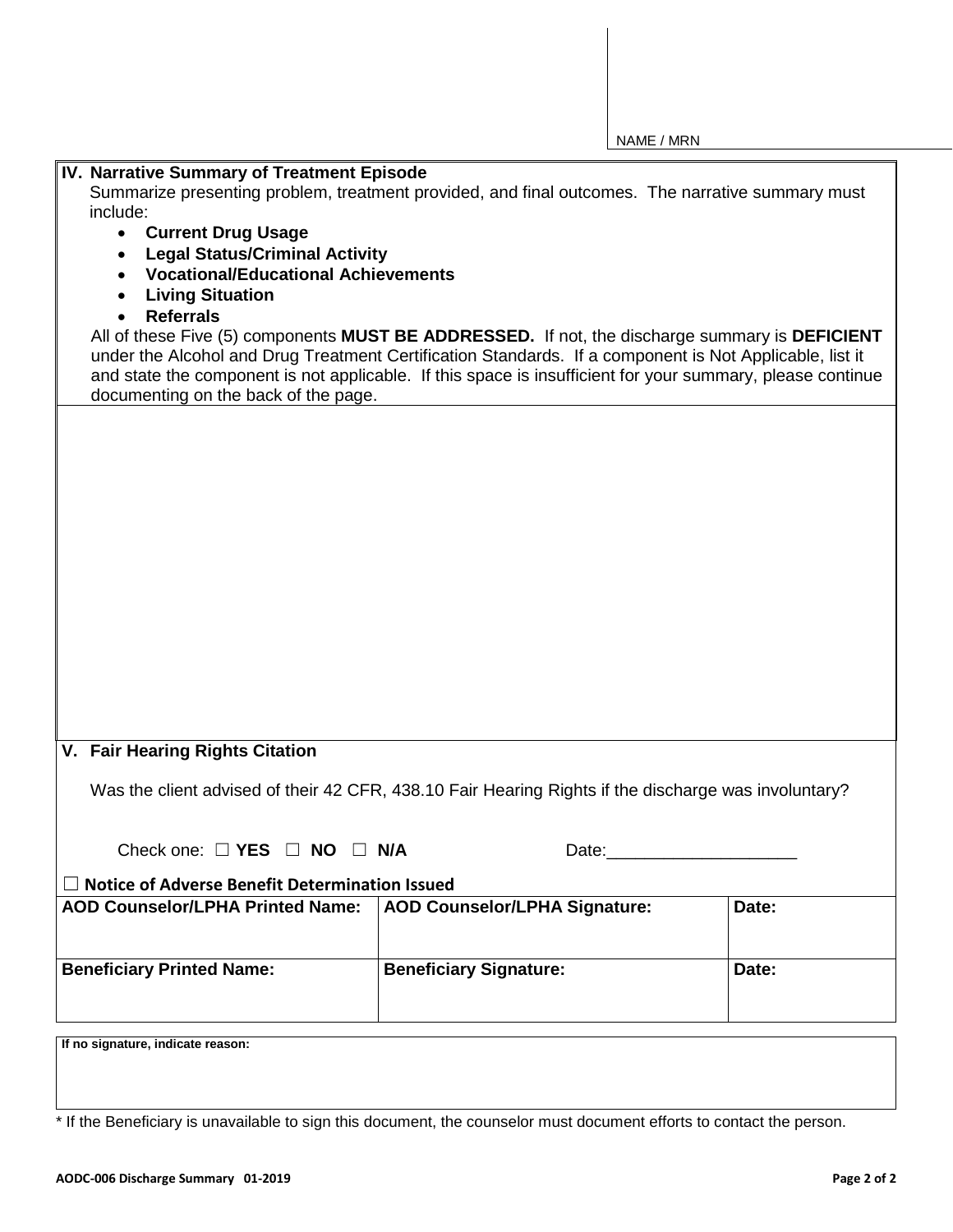NAME / MRN

## IV. Narrative Summary of Treatment Episode

Summarize presenting problem, treatment provided, and final outcomes. The narrative summary must include:

- **Current Drug Usage**
- **Legal Status/Criminal Activity**
- **Vocational/Educational Achievements**
- **Living Situation**
- **Referrals**

All of these Five (5) components **MUST BE ADDRESSED.** If not, the discharge summary is **DEFICIENT** under the Alcohol and Drug Treatment Certification Standards. If a component is Not Applicable, list it and state the component is not applicable. If this space is insufficient for your summary, please continue documenting on the back of the page.

## V. Fair Hearing Rights Citation

Was the client advised of their 42 CFR, 438.10 Fair Hearing Rights if the discharge was involuntary?

Check one: ☐ **YES** ☐ **NO** ☐ **N/A** Date:____________________

☐ **Notice of Adverse Benefit Determination Issued**

| AOD Counselor/LPHA Printed Name: | AOD Counselor/LPHA Signature: | Date: |
|---|---|---|
| | | |
| **Beneficiary Printed Name:** | **Beneficiary Signature:** | **Date:** |
| | | |

**If no signature, indicate reason:**

\* If the Beneficiary is unavailable to sign this document, the counselor must document efforts to contact the person.

**AODC-006 Discharge Summary 01-2019**